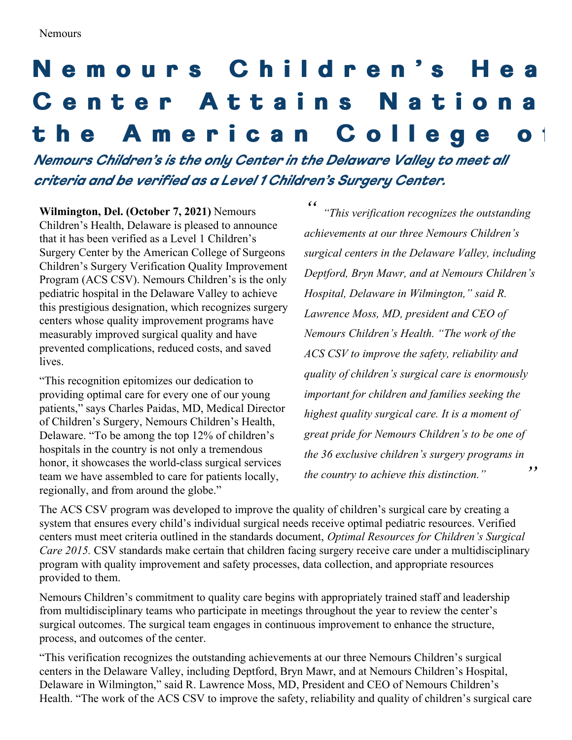Nemours

# Nemours Children's Hea Center Attains Nationa the American College o

***Nemours Children's is the only Center in the Delaware Valley to meet all criteria and be verified as a Level 1 Children's Surgery Center.***

**Wilmington, Del. (October 7, 2021)** Nemours Children's Health, Delaware is pleased to announce that it has been verified as a Level 1 Children's Surgery Center by the American College of Surgeons Children's Surgery Verification Quality Improvement Program (ACS CSV). Nemours Children's is the only pediatric hospital in the Delaware Valley to achieve this prestigious designation, which recognizes surgery centers whose quality improvement programs have measurably improved surgical quality and have prevented complications, reduced costs, and saved lives.

"This recognition epitomizes our dedication to providing optimal care for every one of our young patients," says Charles Paidas, MD, Medical Director of Children's Surgery, Nemours Children's Health, Delaware. "To be among the top 12% of children's hospitals in the country is not only a tremendous honor, it showcases the world-class surgical services team we have assembled to care for patients locally, regionally, and from around the globe."

> *"This verification recognizes the outstanding achievements at our three Nemours Children's surgical centers in the Delaware Valley, including Deptford, Bryn Mawr, and at Nemours Children's Hospital, Delaware in Wilmington," said R. Lawrence Moss, MD, president and CEO of Nemours Children's Health. "The work of the ACS CSV to improve the safety, reliability and quality of children's surgical care is enormously important for children and families seeking the highest quality surgical care. It is a moment of great pride for Nemours Children's to be one of the 36 exclusive children's surgery programs in the country to achieve this distinction."*

The ACS CSV program was developed to improve the quality of children's surgical care by creating a system that ensures every child's individual surgical needs receive optimal pediatric resources. Verified centers must meet criteria outlined in the standards document, *Optimal Resources for Children's Surgical Care 2015.* CSV standards make certain that children facing surgery receive care under a multidisciplinary program with quality improvement and safety processes, data collection, and appropriate resources provided to them.

Nemours Children's commitment to quality care begins with appropriately trained staff and leadership from multidisciplinary teams who participate in meetings throughout the year to review the center's surgical outcomes. The surgical team engages in continuous improvement to enhance the structure, process, and outcomes of the center.

"This verification recognizes the outstanding achievements at our three Nemours Children's surgical centers in the Delaware Valley, including Deptford, Bryn Mawr, and at Nemours Children's Hospital, Delaware in Wilmington," said R. Lawrence Moss, MD, President and CEO of Nemours Children's Health. "The work of the ACS CSV to improve the safety, reliability and quality of children's surgical care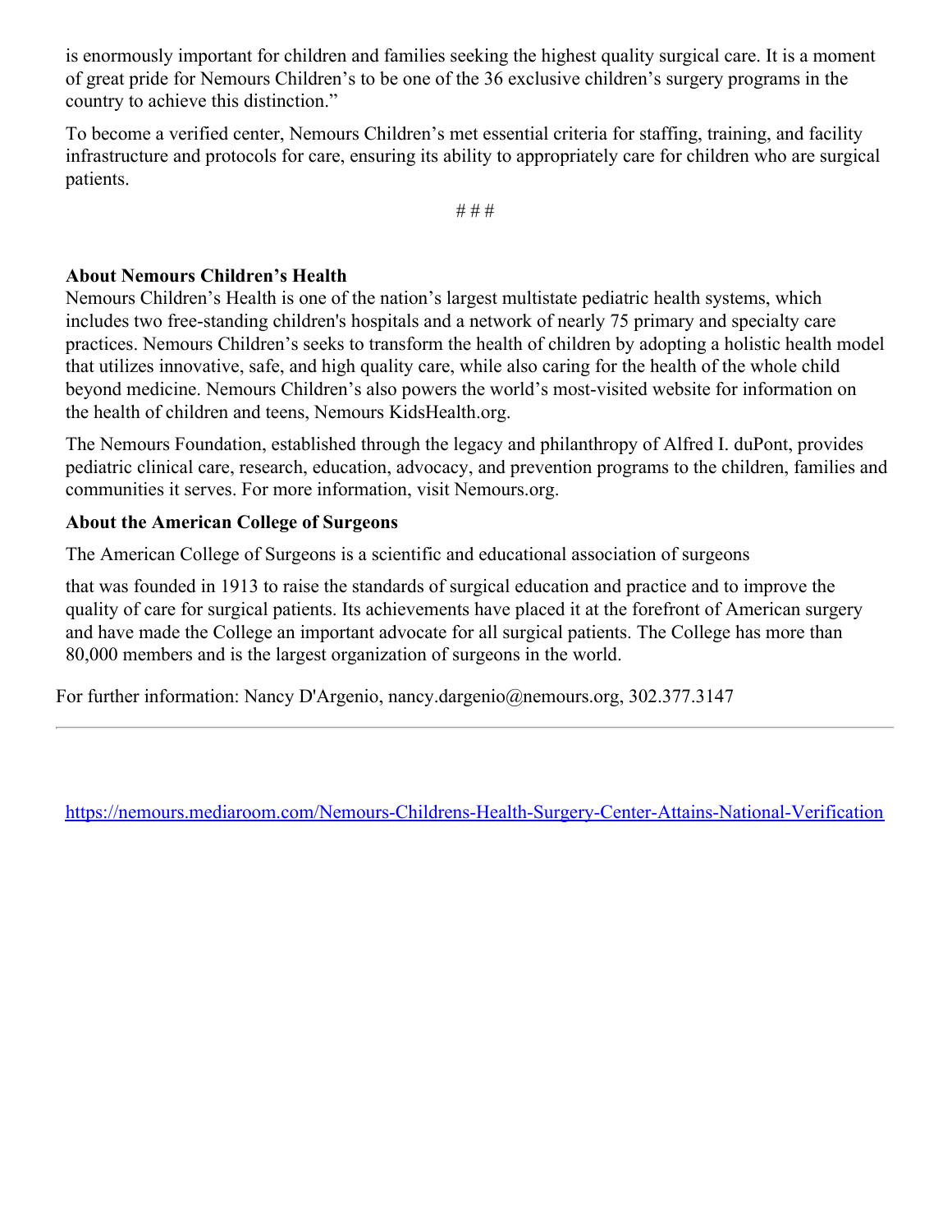is enormously important for children and families seeking the highest quality surgical care. It is a moment of great pride for Nemours Children's to be one of the 36 exclusive children's surgery programs in the country to achieve this distinction."

To become a verified center, Nemours Children's met essential criteria for staffing, training, and facility infrastructure and protocols for care, ensuring its ability to appropriately care for children who are surgical patients.

# # #

**About Nemours Children's Health**

Nemours Children's Health is one of the nation's largest multistate pediatric health systems, which includes two free-standing children's hospitals and a network of nearly 75 primary and specialty care practices. Nemours Children's seeks to transform the health of children by adopting a holistic health model that utilizes innovative, safe, and high quality care, while also caring for the health of the whole child beyond medicine. Nemours Children's also powers the world's most-visited website for information on the health of children and teens, Nemours KidsHealth.org.

The Nemours Foundation, established through the legacy and philanthropy of Alfred I. duPont, provides pediatric clinical care, research, education, advocacy, and prevention programs to the children, families and communities it serves. For more information, visit Nemours.org.

**About the American College of Surgeons**

The American College of Surgeons is a scientific and educational association of surgeons

that was founded in 1913 to raise the standards of surgical education and practice and to improve the quality of care for surgical patients. Its achievements have placed it at the forefront of American surgery and have made the College an important advocate for all surgical patients. The College has more than 80,000 members and is the largest organization of surgeons in the world.

For further information: Nancy D'Argenio, nancy.dargenio@nemours.org, 302.377.3147

---

https://nemours.mediaroom.com/Nemours-Childrens-Health-Surgery-Center-Attains-National-Verification